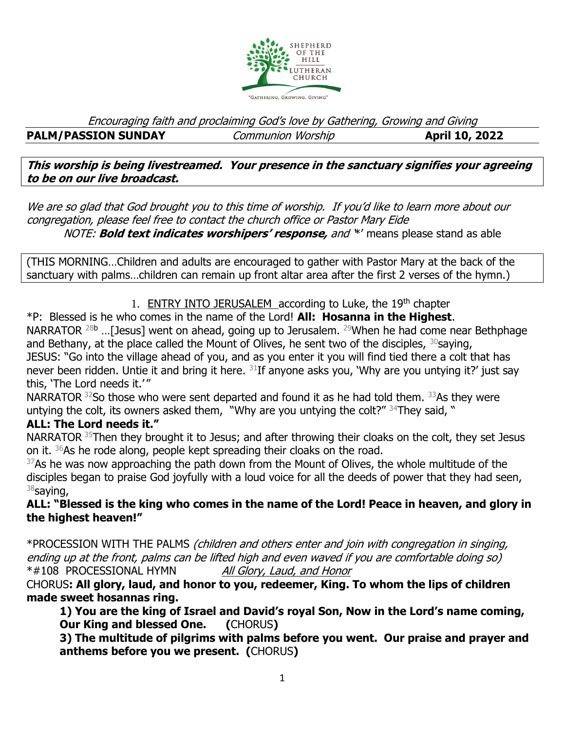SHEPHERD OF THE HILL LUTHERAN CHURCH

"GATHERING, GROWING, GIVING"

*Encouraging faith and proclaiming God's love by Gathering, Growing and Giving*

**PALM/PASSION SUNDAY** *Communion Worship* **April 10, 2022**

***This worship is being livestreamed. Your presence in the sanctuary signifies your agreeing to be on our live broadcast.***

*We are so glad that God brought you to this time of worship. If you'd like to learn more about our congregation, please feel free to contact the church office or Pastor Mary Eide*

*NOTE:* ***Bold text indicates worshipers' response,*** *and* '*' means please stand as able

(THIS MORNING…Children and adults are encouraged to gather with Pastor Mary at the back of the sanctuary with palms…children can remain up front altar area after the first 2 verses of the hymn.)

1. ENTRY INTO JERUSALEM according to Luke, the 19th chapter

*P: Blessed is he who comes in the name of the Lord! **All: Hosanna in the Highest**.

NARRATOR 28b …[Jesus] went on ahead, going up to Jerusalem. 29When he had come near Bethphage and Bethany, at the place called the Mount of Olives, he sent two of the disciples, 30saying,

JESUS: "Go into the village ahead of you, and as you enter it you will find tied there a colt that has never been ridden. Untie it and bring it here. 31If anyone asks you, 'Why are you untying it?' just say this, 'The Lord needs it.'"

NARRATOR 32So those who were sent departed and found it as he had told them. 33As they were untying the colt, its owners asked them, "Why are you untying the colt?" 34They said, "

**ALL: The Lord needs it."**

NARRATOR 35Then they brought it to Jesus; and after throwing their cloaks on the colt, they set Jesus on it. 36As he rode along, people kept spreading their cloaks on the road.

37As he was now approaching the path down from the Mount of Olives, the whole multitude of the disciples began to praise God joyfully with a loud voice for all the deeds of power that they had seen, 38saying,

**ALL: "Blessed is the king who comes in the name of the Lord! Peace in heaven, and glory in the highest heaven!"**

*PROCESSION WITH THE PALMS *(children and others enter and join with congregation in singing, ending up at the front, palms can be lifted high and even waved if you are comfortable doing so)*

*#108 PROCESSIONAL HYMN *All Glory, Laud, and Honor*

CHORUS**: All glory, laud, and honor to you, redeemer, King. To whom the lips of children made sweet hosannas ring.**

**1) You are the king of Israel and David's royal Son, Now in the Lord's name coming, Our King and blessed One. (**CHORUS**)**

**3) The multitude of pilgrims with palms before you went. Our praise and prayer and anthems before you we present. (**CHORUS**)**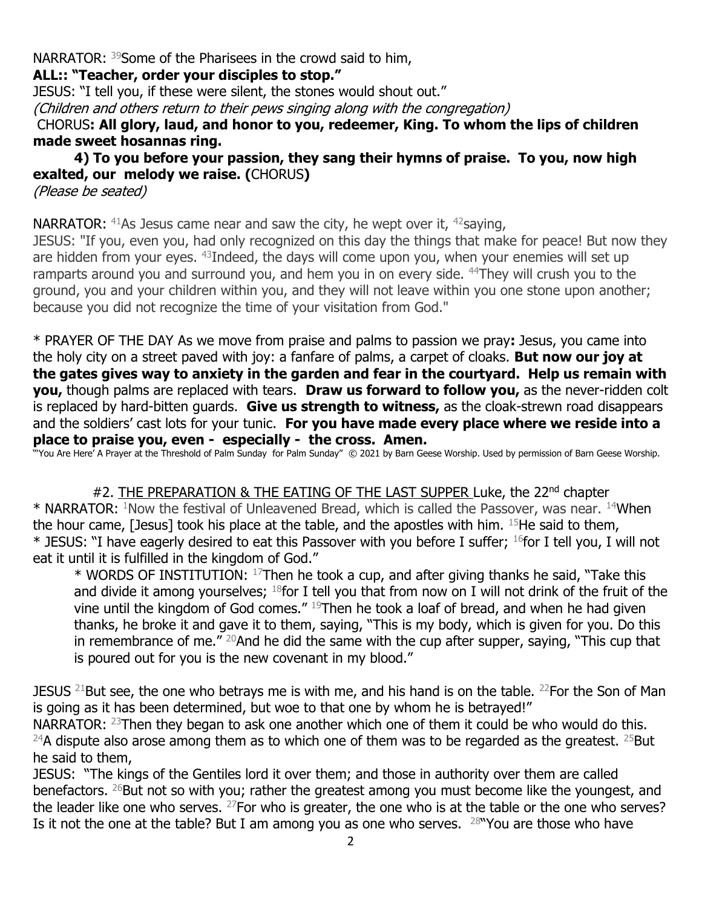NARRATOR: [39]Some of the Pharisees in the crowd said to him,

**ALL:: "Teacher, order your disciples to stop."**

JESUS: "I tell you, if these were silent, the stones would shout out."

*(Children and others return to their pews singing along with the congregation)*

CHORUS**: All glory, laud, and honor to you, redeemer, King. To whom the lips of children made sweet hosannas ring.**

**4) To you before your passion, they sang their hymns of praise. To you, now high exalted, our melody we raise. (**CHORUS**)**

*(Please be seated)*

NARRATOR: [41]As Jesus came near and saw the city, he wept over it, [42]saying,

JESUS: "If you, even you, had only recognized on this day the things that make for peace! But now they are hidden from your eyes. [43]Indeed, the days will come upon you, when your enemies will set up ramparts around you and surround you, and hem you in on every side. [44]They will crush you to the ground, you and your children within you, and they will not leave within you one stone upon another; because you did not recognize the time of your visitation from God."

* PRAYER OF THE DAY As we move from praise and palms to passion we pray**:** Jesus, you came into the holy city on a street paved with joy: a fanfare of palms, a carpet of cloaks. **But now our joy at the gates gives way to anxiety in the garden and fear in the courtyard. Help us remain with you,** though palms are replaced with tears. **Draw us forward to follow you,** as the never-ridden colt is replaced by hard-bitten guards. **Give us strength to witness,** as the cloak-strewn road disappears and the soldiers' cast lots for your tunic. **For you have made every place where we reside into a place to praise you, even - especially - the cross. Amen.**

"'You Are Here' A Prayer at the Threshold of Palm Sunday for Palm Sunday" © 2021 by Barn Geese Worship. Used by permission of Barn Geese Worship.

#2. THE PREPARATION & THE EATING OF THE LAST SUPPER Luke, the 22nd chapter

* NARRATOR: [1]Now the festival of Unleavened Bread, which is called the Passover, was near. [14]When the hour came, [Jesus] took his place at the table, and the apostles with him. [15]He said to them,

* JESUS: "I have eagerly desired to eat this Passover with you before I suffer; [16]for I tell you, I will not eat it until it is fulfilled in the kingdom of God."

> * WORDS OF INSTITUTION: [17]Then he took a cup, and after giving thanks he said, "Take this and divide it among yourselves; [18]for I tell you that from now on I will not drink of the fruit of the vine until the kingdom of God comes." [19]Then he took a loaf of bread, and when he had given thanks, he broke it and gave it to them, saying, "This is my body, which is given for you. Do this in remembrance of me." [20]And he did the same with the cup after supper, saying, "This cup that is poured out for you is the new covenant in my blood."

JESUS [21]But see, the one who betrays me is with me, and his hand is on the table. [22]For the Son of Man is going as it has been determined, but woe to that one by whom he is betrayed!"

NARRATOR: [23]Then they began to ask one another which one of them it could be who would do this. [24]A dispute also arose among them as to which one of them was to be regarded as the greatest. [25]But he said to them,

JESUS: "The kings of the Gentiles lord it over them; and those in authority over them are called benefactors. [26]But not so with you; rather the greatest among you must become like the youngest, and the leader like one who serves. [27]For who is greater, the one who is at the table or the one who serves? Is it not the one at the table? But I am among you as one who serves. [28]"You are those who have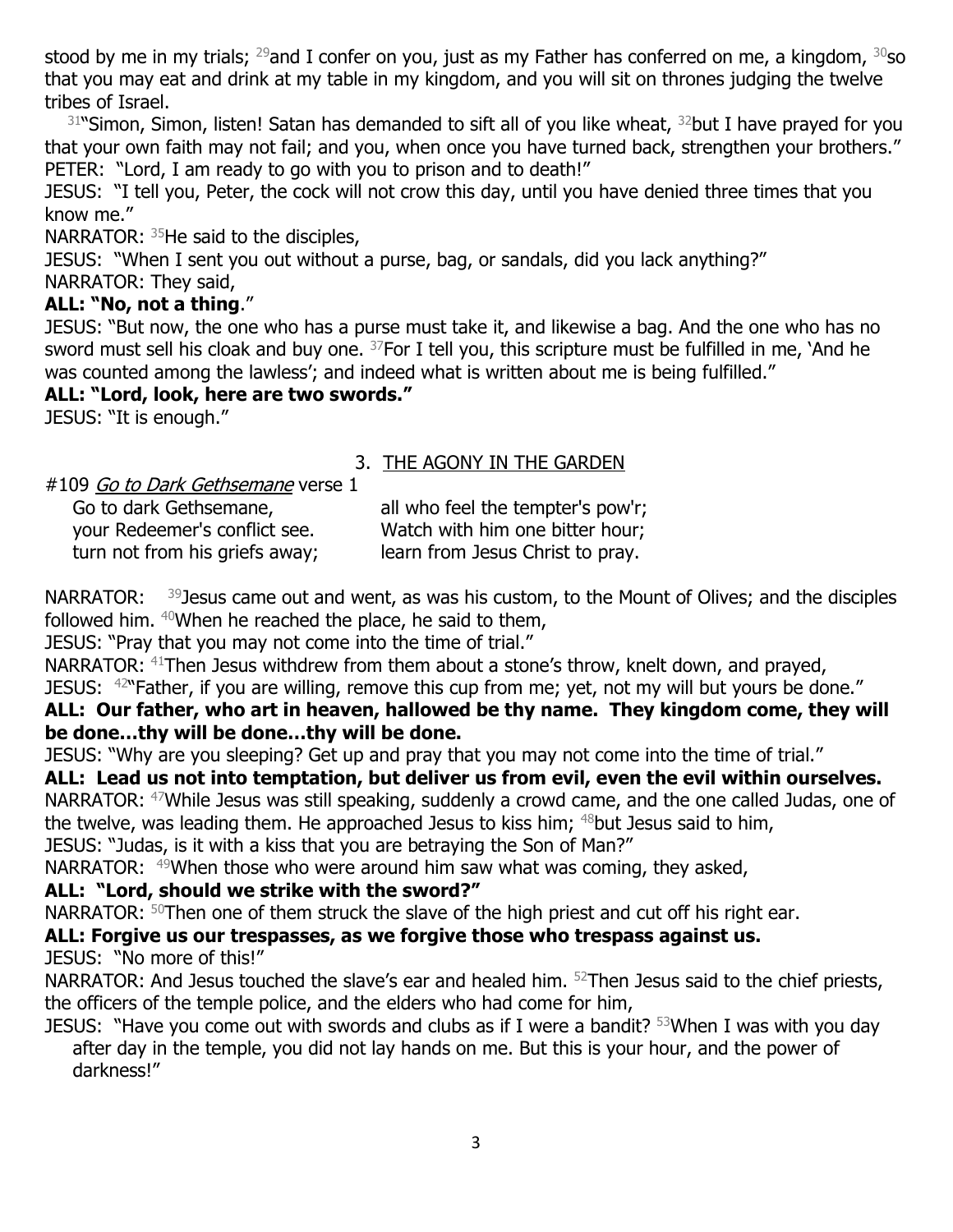stood by me in my trials; [29]and I confer on you, just as my Father has conferred on me, a kingdom, [30]so that you may eat and drink at my table in my kingdom, and you will sit on thrones judging the twelve tribes of Israel.

[31]"Simon, Simon, listen! Satan has demanded to sift all of you like wheat, [32]but I have prayed for you that your own faith may not fail; and you, when once you have turned back, strengthen your brothers."

PETER: "Lord, I am ready to go with you to prison and to death!"

JESUS: "I tell you, Peter, the cock will not crow this day, until you have denied three times that you know me."

NARRATOR: [35]He said to the disciples,

JESUS: "When I sent you out without a purse, bag, or sandals, did you lack anything?"

NARRATOR: They said,

**ALL: "No, not a thing**."

JESUS: "But now, the one who has a purse must take it, and likewise a bag. And the one who has no sword must sell his cloak and buy one. [37]For I tell you, this scripture must be fulfilled in me, 'And he was counted among the lawless'; and indeed what is written about me is being fulfilled."

**ALL: "Lord, look, here are two swords."**

JESUS: "It is enough."

## 3. THE AGONY IN THE GARDEN

#109 *Go to Dark Gethsemane* verse 1

Go to dark Gethsemane,
all who feel the tempter's pow'r;
your Redeemer's conflict see.
Watch with him one bitter hour;
turn not from his griefs away;
learn from Jesus Christ to pray.

NARRATOR: [39]Jesus came out and went, as was his custom, to the Mount of Olives; and the disciples followed him. [40]When he reached the place, he said to them,

JESUS: "Pray that you may not come into the time of trial."

NARRATOR: [41]Then Jesus withdrew from them about a stone's throw, knelt down, and prayed,

JESUS: [42]"Father, if you are willing, remove this cup from me; yet, not my will but yours be done."

**ALL: Our father, who art in heaven, hallowed be thy name. They kingdom come, they will be done…thy will be done…thy will be done.**

JESUS: "Why are you sleeping? Get up and pray that you may not come into the time of trial."

**ALL: Lead us not into temptation, but deliver us from evil, even the evil within ourselves.**

NARRATOR: [47]While Jesus was still speaking, suddenly a crowd came, and the one called Judas, one of the twelve, was leading them. He approached Jesus to kiss him; [48]but Jesus said to him,

JESUS: "Judas, is it with a kiss that you are betraying the Son of Man?"

NARRATOR: [49]When those who were around him saw what was coming, they asked,

**ALL: "Lord, should we strike with the sword?"**

NARRATOR: [50]Then one of them struck the slave of the high priest and cut off his right ear.

**ALL: Forgive us our trespasses, as we forgive those who trespass against us.**

JESUS: "No more of this!"

NARRATOR: And Jesus touched the slave's ear and healed him. [52]Then Jesus said to the chief priests, the officers of the temple police, and the elders who had come for him,

JESUS: "Have you come out with swords and clubs as if I were a bandit? [53]When I was with you day after day in the temple, you did not lay hands on me. But this is your hour, and the power of darkness!"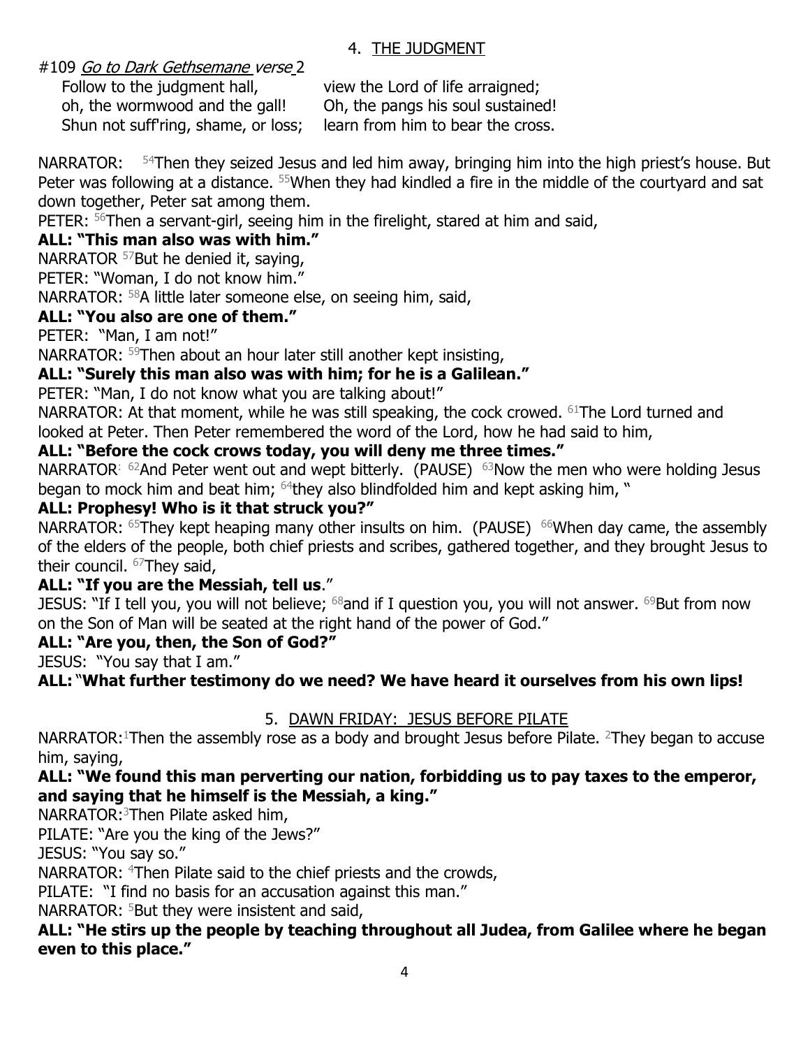## 4. THE JUDGMENT

#109 *Go to Dark Gethsemane verse* 2

Follow to the judgment hall, view the Lord of life arraigned;
oh, the wormwood and the gall! Oh, the pangs his soul sustained!
Shun not suff'ring, shame, or loss; learn from him to bear the cross.

NARRATOR: [54]Then they seized Jesus and led him away, bringing him into the high priest's house. But Peter was following at a distance. [55]When they had kindled a fire in the middle of the courtyard and sat down together, Peter sat among them.

PETER: [56]Then a servant-girl, seeing him in the firelight, stared at him and said,

**ALL: "This man also was with him."**

NARRATOR [57]But he denied it, saying,

PETER: "Woman, I do not know him."

NARRATOR: [58]A little later someone else, on seeing him, said,

**ALL: "You also are one of them."**

PETER: "Man, I am not!"

NARRATOR: [59]Then about an hour later still another kept insisting,

**ALL: "Surely this man also was with him; for he is a Galilean."**

PETER: "Man, I do not know what you are talking about!"

NARRATOR: At that moment, while he was still speaking, the cock crowed. [61]The Lord turned and looked at Peter. Then Peter remembered the word of the Lord, how he had said to him,

**ALL: "Before the cock crows today, you will deny me three times."**

NARRATOR: [62]And Peter went out and wept bitterly. (PAUSE) [63]Now the men who were holding Jesus began to mock him and beat him; [64]they also blindfolded him and kept asking him, "

**ALL: Prophesy! Who is it that struck you?"**

NARRATOR: [65]They kept heaping many other insults on him. (PAUSE) [66]When day came, the assembly of the elders of the people, both chief priests and scribes, gathered together, and they brought Jesus to their council. [67]They said,

**ALL: "If you are the Messiah, tell us**."

JESUS: "If I tell you, you will not believe; [68]and if I question you, you will not answer. [69]But from now on the Son of Man will be seated at the right hand of the power of God."

**ALL: "Are you, then, the Son of God?"**

JESUS: "You say that I am."

**ALL: "What further testimony do we need? We have heard it ourselves from his own lips!**

## 5. DAWN FRIDAY: JESUS BEFORE PILATE

NARRATOR:[1]Then the assembly rose as a body and brought Jesus before Pilate. [2]They began to accuse him, saying,

**ALL: "We found this man perverting our nation, forbidding us to pay taxes to the emperor, and saying that he himself is the Messiah, a king."**

NARRATOR:[3]Then Pilate asked him,

PILATE: "Are you the king of the Jews?"

JESUS: "You say so."

NARRATOR: [4]Then Pilate said to the chief priests and the crowds,

PILATE: "I find no basis for an accusation against this man."

NARRATOR: [5]But they were insistent and said,

**ALL: "He stirs up the people by teaching throughout all Judea, from Galilee where he began even to this place."**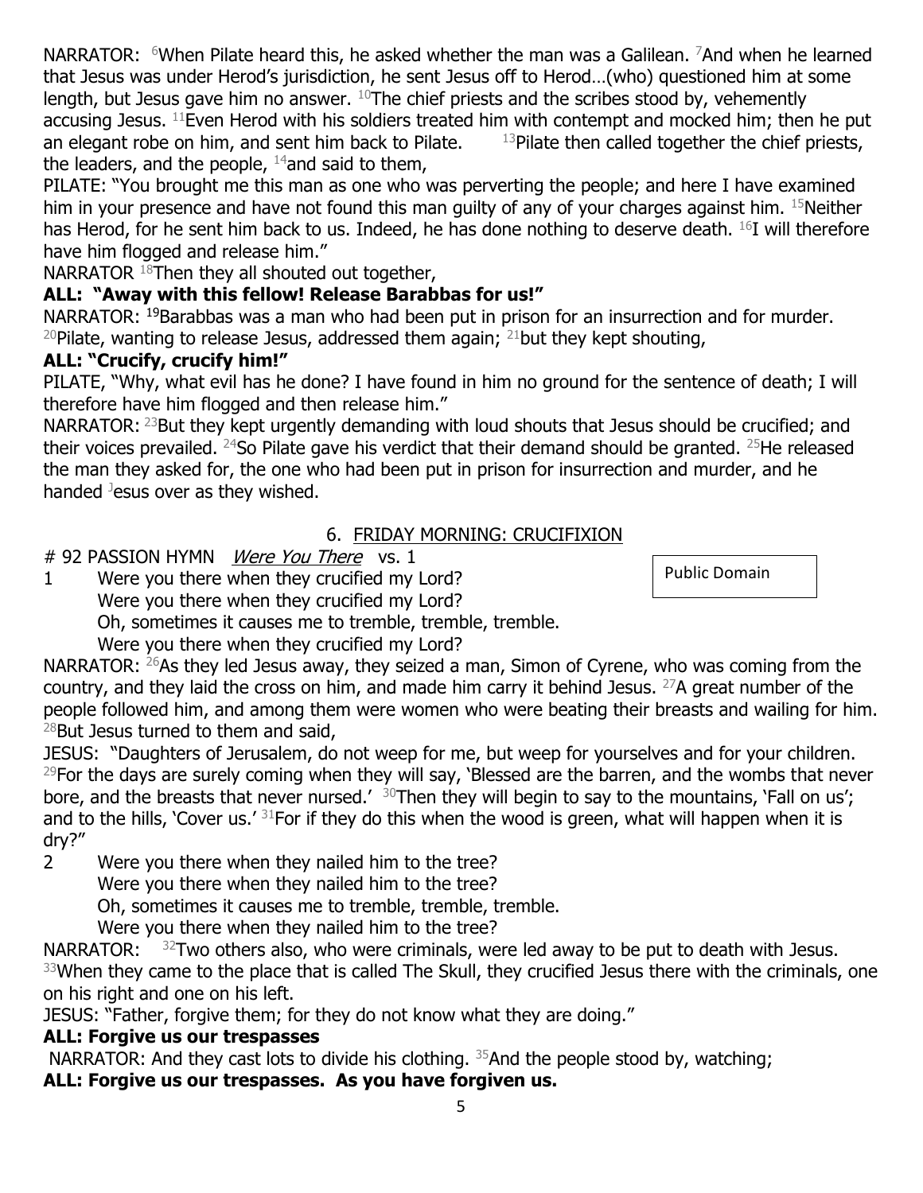NARRATOR: [6]When Pilate heard this, he asked whether the man was a Galilean. [7]And when he learned that Jesus was under Herod's jurisdiction, he sent Jesus off to Herod…(who) questioned him at some length, but Jesus gave him no answer. [10]The chief priests and the scribes stood by, vehemently accusing Jesus. [11]Even Herod with his soldiers treated him with contempt and mocked him; then he put an elegant robe on him, and sent him back to Pilate. [13]Pilate then called together the chief priests, the leaders, and the people, [14]and said to them,

PILATE: "You brought me this man as one who was perverting the people; and here I have examined him in your presence and have not found this man guilty of any of your charges against him. [15]Neither has Herod, for he sent him back to us. Indeed, he has done nothing to deserve death. [16]I will therefore have him flogged and release him."

NARRATOR [18]Then they all shouted out together,

**ALL: "Away with this fellow! Release Barabbas for us!"**

NARRATOR: [19]Barabbas was a man who had been put in prison for an insurrection and for murder. [20]Pilate, wanting to release Jesus, addressed them again; [21]but they kept shouting,

**ALL: "Crucify, crucify him!"**

PILATE, "Why, what evil has he done? I have found in him no ground for the sentence of death; I will therefore have him flogged and then release him."

NARRATOR: [23]But they kept urgently demanding with loud shouts that Jesus should be crucified; and their voices prevailed. [24]So Pilate gave his verdict that their demand should be granted. [25]He released the man they asked for, the one who had been put in prison for insurrection and murder, and he handed Jesus over as they wished.

## 6. FRIDAY MORNING: CRUCIFIXION

# 92 PASSION HYMN *Were You There* vs. 1

Public Domain

1 Were you there when they crucified my Lord?
Were you there when they crucified my Lord?
Oh, sometimes it causes me to tremble, tremble, tremble.
Were you there when they crucified my Lord?

NARRATOR: [26]As they led Jesus away, they seized a man, Simon of Cyrene, who was coming from the country, and they laid the cross on him, and made him carry it behind Jesus. [27]A great number of the people followed him, and among them were women who were beating their breasts and wailing for him. [28]But Jesus turned to them and said,

JESUS: "Daughters of Jerusalem, do not weep for me, but weep for yourselves and for your children. [29]For the days are surely coming when they will say, 'Blessed are the barren, and the wombs that never bore, and the breasts that never nursed.' [30]Then they will begin to say to the mountains, 'Fall on us'; and to the hills, 'Cover us.' [31]For if they do this when the wood is green, what will happen when it is dry?"

2 Were you there when they nailed him to the tree?
Were you there when they nailed him to the tree?
Oh, sometimes it causes me to tremble, tremble, tremble.
Were you there when they nailed him to the tree?

NARRATOR: [32]Two others also, who were criminals, were led away to be put to death with Jesus. [33]When they came to the place that is called The Skull, they crucified Jesus there with the criminals, one on his right and one on his left.

JESUS: "Father, forgive them; for they do not know what they are doing."

**ALL: Forgive us our trespasses**

NARRATOR: And they cast lots to divide his clothing. [35]And the people stood by, watching;

**ALL: Forgive us our trespasses. As you have forgiven us.**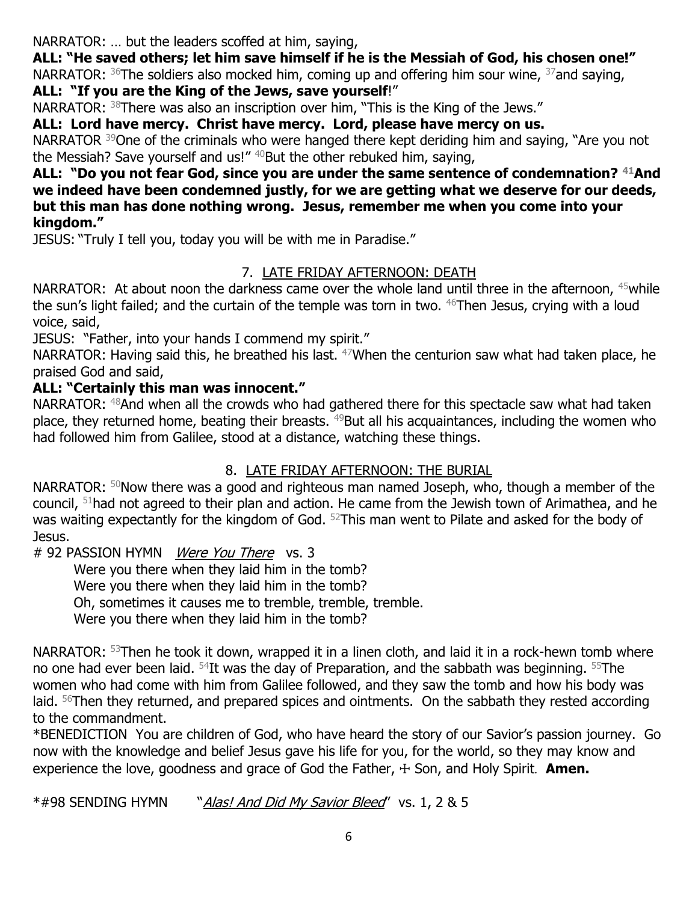NARRATOR: … but the leaders scoffed at him, saying,

**ALL: "He saved others; let him save himself if he is the Messiah of God, his chosen one!"**

NARRATOR: 36The soldiers also mocked him, coming up and offering him sour wine, 37and saying,

**ALL: "If you are the King of the Jews, save yourself!"**

NARRATOR: 38There was also an inscription over him, "This is the King of the Jews."

**ALL: Lord have mercy. Christ have mercy. Lord, please have mercy on us.**

NARRATOR 39One of the criminals who were hanged there kept deriding him and saying, "Are you not the Messiah? Save yourself and us!" 40But the other rebuked him, saying,

**ALL: "Do you not fear God, since you are under the same sentence of condemnation? 41And we indeed have been condemned justly, for we are getting what we deserve for our deeds, but this man has done nothing wrong. Jesus, remember me when you come into your kingdom."**

JESUS: "Truly I tell you, today you will be with me in Paradise."

## 7. LATE FRIDAY AFTERNOON: DEATH

NARRATOR: At about noon the darkness came over the whole land until three in the afternoon, 45while the sun's light failed; and the curtain of the temple was torn in two. 46Then Jesus, crying with a loud voice, said,

JESUS: "Father, into your hands I commend my spirit."

NARRATOR: Having said this, he breathed his last. 47When the centurion saw what had taken place, he praised God and said,

**ALL: "Certainly this man was innocent."**

NARRATOR: 48And when all the crowds who had gathered there for this spectacle saw what had taken place, they returned home, beating their breasts. 49But all his acquaintances, including the women who had followed him from Galilee, stood at a distance, watching these things.

## 8. LATE FRIDAY AFTERNOON: THE BURIAL

NARRATOR: 50Now there was a good and righteous man named Joseph, who, though a member of the council, 51had not agreed to their plan and action. He came from the Jewish town of Arimathea, and he was waiting expectantly for the kingdom of God. 52This man went to Pilate and asked for the body of Jesus.

# 92 PASSION HYMN *Were You There* vs. 3

Were you there when they laid him in the tomb?
Were you there when they laid him in the tomb?
Oh, sometimes it causes me to tremble, tremble, tremble.
Were you there when they laid him in the tomb?

NARRATOR: 53Then he took it down, wrapped it in a linen cloth, and laid it in a rock-hewn tomb where no one had ever been laid. 54It was the day of Preparation, and the sabbath was beginning. 55The women who had come with him from Galilee followed, and they saw the tomb and how his body was laid. 56Then they returned, and prepared spices and ointments. On the sabbath they rested according to the commandment.

*BENEDICTION You are children of God, who have heard the story of our Savior's passion journey. Go now with the knowledge and belief Jesus gave his life for you, for the world, so they may know and experience the love, goodness and grace of God the Father, ☩ Son, and Holy Spirit. **Amen.**

*#98 SENDING HYMN "*Alas! And Did My Savior Bleed*" vs. 1, 2 & 5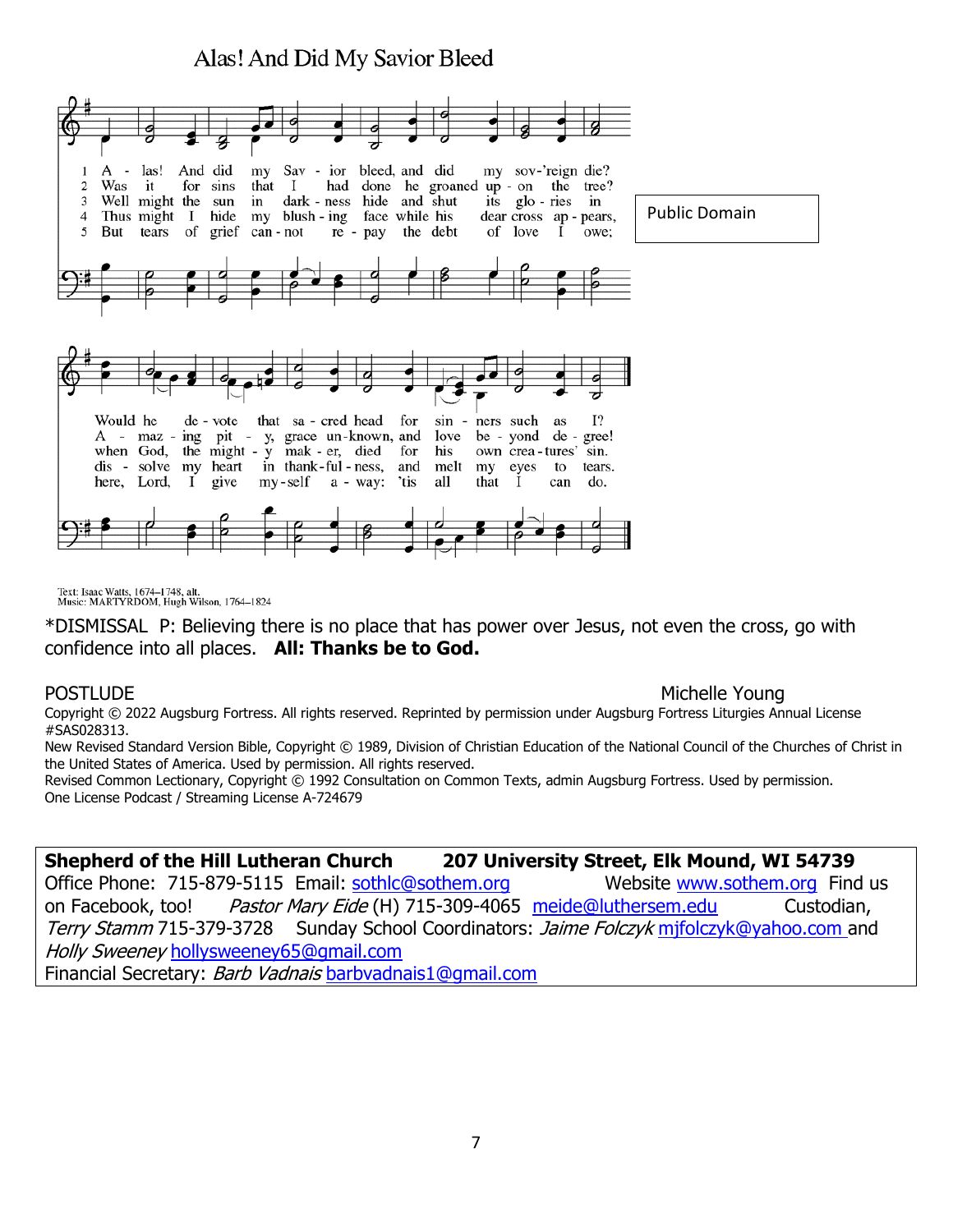## Alas! And Did My Savior Bleed

1 Alas! And did my Savior bleed, and did my sov'reign die? Would he devote that sacred head for sinners such as I?

2 Was it for sins that I had done he groaned upon the tree? Amazing pity, grace unknown, and love beyond degree!

3 Well might the sun in darkness hide and shut its glories in when God, the mighty maker, died for his own creatures' sin.

4 Thus might I hide my blushing face while his dear cross appears, dissolve my heart in thankfulness, and melt my eyes to tears.

5 But tears of grief cannot repay the debt of love I owe; here, Lord, I give myself away: 'tis all that I can do.

Public Domain

Text: Isaac Watts, 1674–1748, alt.
Music: MARTYRDOM, Hugh Wilson, 1764–1824

*DISMISSAL P: Believing there is no place that has power over Jesus, not even the cross, go with confidence into all places. **All: Thanks be to God.**

POSTLUDE Michelle Young

Copyright © 2022 Augsburg Fortress. All rights reserved. Reprinted by permission under Augsburg Fortress Liturgies Annual License #SAS028313.
New Revised Standard Version Bible, Copyright © 1989, Division of Christian Education of the National Council of the Churches of Christ in the United States of America. Used by permission. All rights reserved.
Revised Common Lectionary, Copyright © 1992 Consultation on Common Texts, admin Augsburg Fortress. Used by permission.
One License Podcast / Streaming License A-724679

**Shepherd of the Hill Lutheran Church 207 University Street, Elk Mound, WI 54739**
Office Phone: 715-879-5115 Email: sothlc@sothem.org Website www.sothem.org Find us on Facebook, too! *Pastor Mary Eide* (H) 715-309-4065 meide@luthersem.edu Custodian, *Terry Stamm* 715-379-3728 Sunday School Coordinators: *Jaime Folczyk* mjfolczyk@yahoo.com and *Holly Sweeney* hollysweeney65@gmail.com
Financial Secretary: *Barb Vadnais* barbvadnais1@gmail.com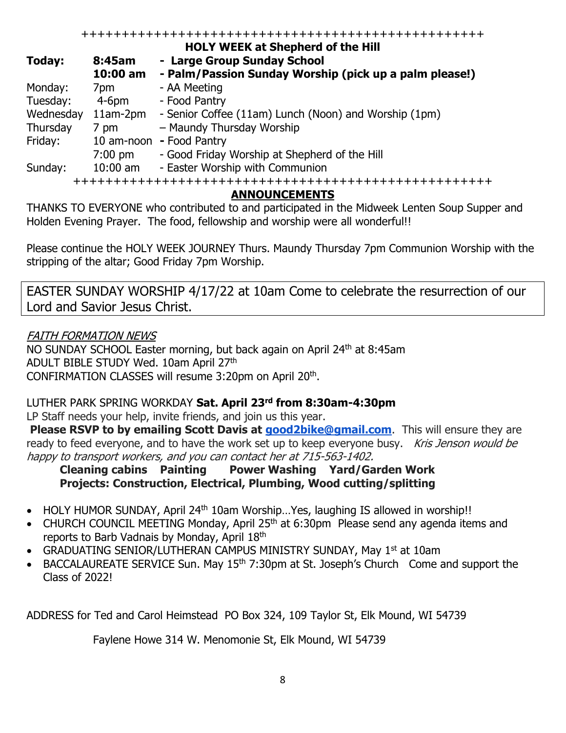+++++++++++++++++++++++++++++++++++++++++++++++++++

**HOLY WEEK at Shepherd of the Hill**

| | | |
|---|---|---|
| **Today:** | **8:45am** | **- Large Group Sunday School** |
| | **10:00 am** | **- Palm/Passion Sunday Worship (pick up a palm please!)** |
| Monday: | 7pm | - AA Meeting |
| Tuesday: | 4-6pm | - Food Pantry |
| Wednesday | 11am-2pm | - Senior Coffee (11am) Lunch (Noon) and Worship (1pm) |
| Thursday | 7 pm | – Maundy Thursday Worship |
| Friday: | 10 am-noon | - Food Pantry |
| | 7:00 pm | - Good Friday Worship at Shepherd of the Hill |
| Sunday: | 10:00 am | - Easter Worship with Communion |

+++++++++++++++++++++++++++++++++++++++++++++++++++

## ANNOUNCEMENTS

THANKS TO EVERYONE who contributed to and participated in the Midweek Lenten Soup Supper and Holden Evening Prayer. The food, fellowship and worship were all wonderful!!

Please continue the HOLY WEEK JOURNEY Thurs. Maundy Thursday 7pm Communion Worship with the stripping of the altar; Good Friday 7pm Worship.

EASTER SUNDAY WORSHIP 4/17/22 at 10am Come to celebrate the resurrection of our Lord and Savior Jesus Christ.

*FAITH FORMATION NEWS*

NO SUNDAY SCHOOL Easter morning, but back again on April 24th at 8:45am
ADULT BIBLE STUDY Wed. 10am April 27th
CONFIRMATION CLASSES will resume 3:20pm on April 20th.

LUTHER PARK SPRING WORKDAY **Sat. April 23rd from 8:30am-4:30pm**
LP Staff needs your help, invite friends, and join us this year.
**Please RSVP to by emailing Scott Davis at good2bike@gmail.com**. This will ensure they are ready to feed everyone, and to have the work set up to keep everyone busy. *Kris Jenson would be happy to transport workers, and you can contact her at 715-563-1402.*

**Cleaning cabins Painting Power Washing Yard/Garden Work**
**Projects: Construction, Electrical, Plumbing, Wood cutting/splitting**

- HOLY HUMOR SUNDAY, April 24th 10am Worship…Yes, laughing IS allowed in worship!!
- CHURCH COUNCIL MEETING Monday, April 25th at 6:30pm Please send any agenda items and reports to Barb Vadnais by Monday, April 18th
- GRADUATING SENIOR/LUTHERAN CAMPUS MINISTRY SUNDAY, May 1st at 10am
- BACCALAUREATE SERVICE Sun. May 15th 7:30pm at St. Joseph's Church Come and support the Class of 2022!

ADDRESS for Ted and Carol Heimstead PO Box 324, 109 Taylor St, Elk Mound, WI 54739

Faylene Howe 314 W. Menomonie St, Elk Mound, WI 54739